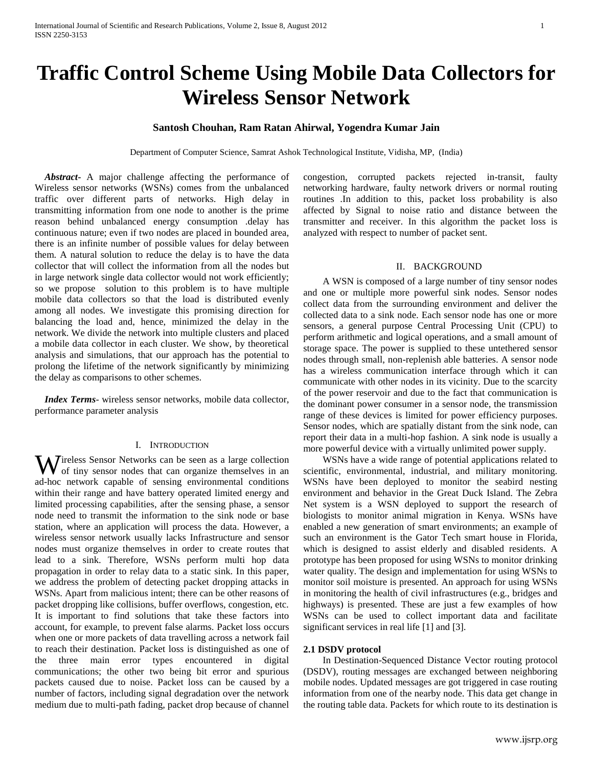# Traffic Control Scheme Using Mobile Data Collectors for Wireless Sensor Network

**Santosh Chouhan, Ram Ratan Ahirwal, Yogendra Kumar Jain**

Department of Computer Science, Samrat Ashok Technological Institute, Vidisha, MP, (India)

***Abstract***- A major challenge affecting the performance of Wireless sensor networks (WSNs) comes from the unbalanced traffic over different parts of networks. High delay in transmitting information from one node to another is the prime reason behind unbalanced energy consumption .delay has continuous nature; even if two nodes are placed in bounded area, there is an infinite number of possible values for delay between them. A natural solution to reduce the delay is to have the data collector that will collect the information from all the nodes but in large network single data collector would not work efficiently; so we propose solution to this problem is to have multiple mobile data collectors so that the load is distributed evenly among all nodes. We investigate this promising direction for balancing the load and, hence, minimized the delay in the network. We divide the network into multiple clusters and placed a mobile data collector in each cluster. We show, by theoretical analysis and simulations, that our approach has the potential to prolong the lifetime of the network significantly by minimizing the delay as comparisons to other schemes.

***Index Terms***- wireless sensor networks, mobile data collector, performance parameter analysis

## I. Introduction

Wireless Sensor Networks can be seen as a large collection of tiny sensor nodes that can organize themselves in an ad-hoc network capable of sensing environmental conditions within their range and have battery operated limited energy and limited processing capabilities, after the sensing phase, a sensor node need to transmit the information to the sink node or base station, where an application will process the data. However, a wireless sensor network usually lacks Infrastructure and sensor nodes must organize themselves in order to create routes that lead to a sink. Therefore, WSNs perform multi hop data propagation in order to relay data to a static sink. In this paper, we address the problem of detecting packet dropping attacks in WSNs. Apart from malicious intent; there can be other reasons of packet dropping like collisions, buffer overflows, congestion, etc. It is important to find solutions that take these factors into account, for example, to prevent false alarms. Packet loss occurs when one or more packets of data travelling across a network fail to reach their destination. Packet loss is distinguished as one of the three main error types encountered in digital communications; the other two being bit error and spurious packets caused due to noise. Packet loss can be caused by a number of factors, including signal degradation over the network medium due to multi-path fading, packet drop because of channel congestion, corrupted packets rejected in-transit, faulty networking hardware, faulty network drivers or normal routing routines .In addition to this, packet loss probability is also affected by Signal to noise ratio and distance between the transmitter and receiver. In this algorithm the packet loss is analyzed with respect to number of packet sent.

## II. Background

A WSN is composed of a large number of tiny sensor nodes and one or multiple more powerful sink nodes. Sensor nodes collect data from the surrounding environment and deliver the collected data to a sink node. Each sensor node has one or more sensors, a general purpose Central Processing Unit (CPU) to perform arithmetic and logical operations, and a small amount of storage space. The power is supplied to these untethered sensor nodes through small, non-replenish able batteries. A sensor node has a wireless communication interface through which it can communicate with other nodes in its vicinity. Due to the scarcity of the power reservoir and due to the fact that communication is the dominant power consumer in a sensor node, the transmission range of these devices is limited for power efficiency purposes. Sensor nodes, which are spatially distant from the sink node, can report their data in a multi-hop fashion. A sink node is usually a more powerful device with a virtually unlimited power supply.

WSNs have a wide range of potential applications related to scientific, environmental, industrial, and military monitoring. WSNs have been deployed to monitor the seabird nesting environment and behavior in the Great Duck Island. The Zebra Net system is a WSN deployed to support the research of biologists to monitor animal migration in Kenya. WSNs have enabled a new generation of smart environments; an example of such an environment is the Gator Tech smart house in Florida, which is designed to assist elderly and disabled residents. A prototype has been proposed for using WSNs to monitor drinking water quality. The design and implementation for using WSNs to monitor soil moisture is presented. An approach for using WSNs in monitoring the health of civil infrastructures (e.g., bridges and highways) is presented. These are just a few examples of how WSNs can be used to collect important data and facilitate significant services in real life [1] and [3].

### 2.1 DSDV protocol

In Destination-Sequenced Distance Vector routing protocol (DSDV), routing messages are exchanged between neighboring mobile nodes. Updated messages are got triggered in case routing information from one of the nearby node. This data get change in the routing table data. Packets for which route to its destination is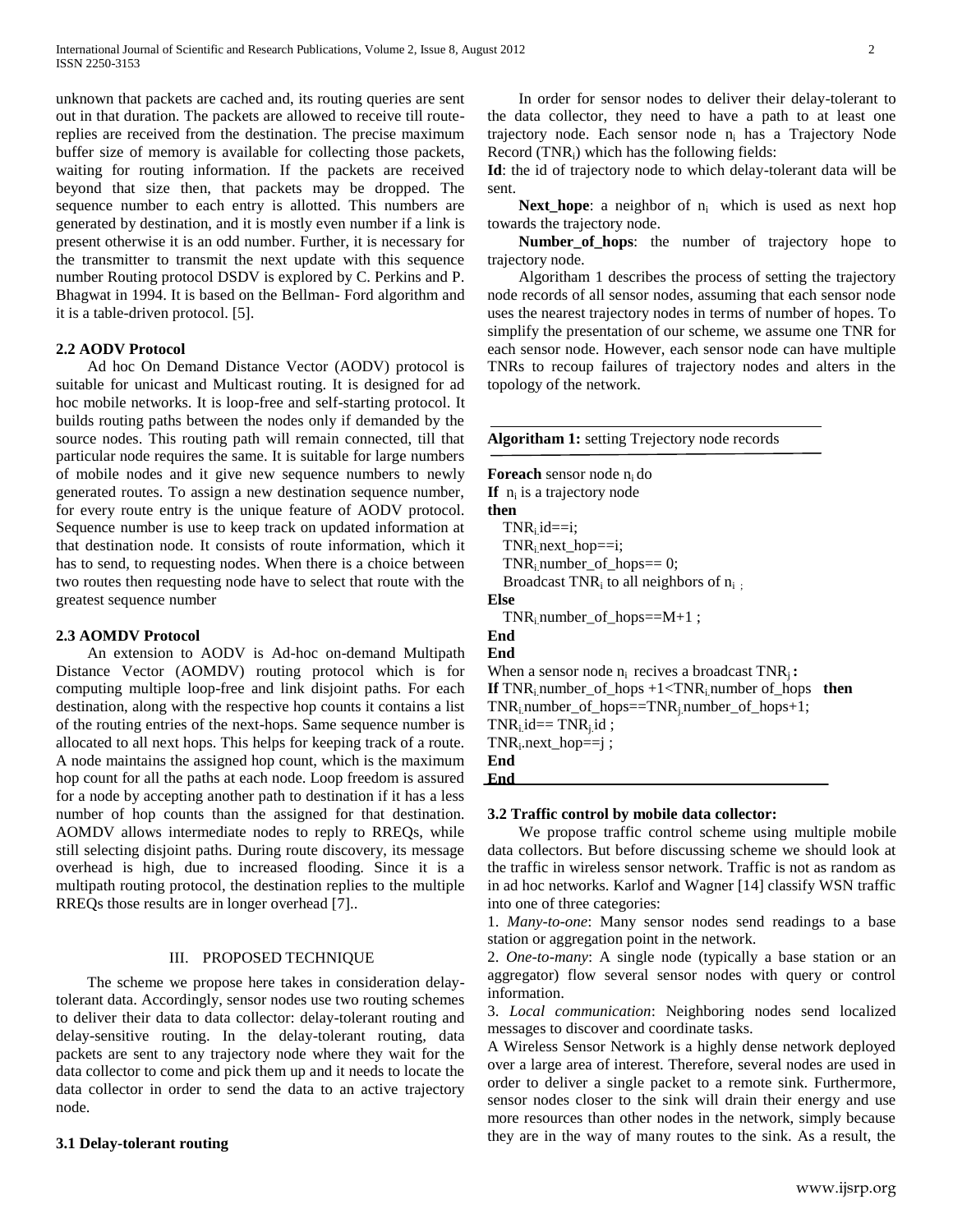unknown that packets are cached and, its routing queries are sent out in that duration. The packets are allowed to receive till route-replies are received from the destination. The precise maximum buffer size of memory is available for collecting those packets, waiting for routing information. If the packets are received beyond that size then, that packets may be dropped. The sequence number to each entry is allotted. This numbers are generated by destination, and it is mostly even number if a link is present otherwise it is an odd number. Further, it is necessary for the transmitter to transmit the next update with this sequence number Routing protocol DSDV is explored by C. Perkins and P. Bhagwat in 1994. It is based on the Bellman- Ford algorithm and it is a table-driven protocol. [5].

### 2.2 AODV Protocol

Ad hoc On Demand Distance Vector (AODV) protocol is suitable for unicast and Multicast routing. It is designed for ad hoc mobile networks. It is loop-free and self-starting protocol. It builds routing paths between the nodes only if demanded by the source nodes. This routing path will remain connected, till that particular node requires the same. It is suitable for large numbers of mobile nodes and it give new sequence numbers to newly generated routes. To assign a new destination sequence number, for every route entry is the unique feature of AODV protocol. Sequence number is use to keep track on updated information at that destination node. It consists of route information, which it has to send, to requesting nodes. When there is a choice between two routes then requesting node have to select that route with the greatest sequence number

### 2.3 AOMDV Protocol

An extension to AODV is Ad-hoc on-demand Multipath Distance Vector (AOMDV) routing protocol which is for computing multiple loop-free and link disjoint paths. For each destination, along with the respective hop counts it contains a list of the routing entries of the next-hops. Same sequence number is allocated to all next hops. This helps for keeping track of a route. A node maintains the assigned hop count, which is the maximum hop count for all the paths at each node. Loop freedom is assured for a node by accepting another path to destination if it has a less number of hop counts than the assigned for that destination. AOMDV allows intermediate nodes to reply to RREQs, while still selecting disjoint paths. During route discovery, its message overhead is high, due to increased flooding. Since it is a multipath routing protocol, the destination replies to the multiple RREQs those results are in longer overhead [7]..

## III. PROPOSED TECHNIQUE

The scheme we propose here takes in consideration delay-tolerant data. Accordingly, sensor nodes use two routing schemes to deliver their data to data collector: delay-tolerant routing and delay-sensitive routing. In the delay-tolerant routing, data packets are sent to any trajectory node where they wait for the data collector to come and pick them up and it needs to locate the data collector in order to send the data to an active trajectory node.

### 3.1 Delay-tolerant routing

In order for sensor nodes to deliver their delay-tolerant to the data collector, they need to have a path to at least one trajectory node. Each sensor node $n_i$ has a Trajectory Node Record ($TNR_i$) which has the following fields:

**Id**: the id of trajectory node to which delay-tolerant data will be sent.

**Next_hope**: a neighbor of $n_i$ which is used as next hop towards the trajectory node.

**Number_of_hops**: the number of trajectory hope to trajectory node.

Algoritham 1 describes the process of setting the trajectory node records of all sensor nodes, assuming that each sensor node uses the nearest trajectory nodes in terms of number of hopes. To simplify the presentation of our scheme, we assume one TNR for each sensor node. However, each sensor node can have multiple TNRs to recoup failures of trajectory nodes and alters in the topology of the network.

**Algoritham 1:** setting Trejectory node records

**Foreach** sensor node $n_i$ do
**If** $n_i$ is a trajectory node
**then**
$TNR_i$.id==i;
$TNR_i$.next_hop==i;
$TNR_i$.number_of_hops== 0;
Broadcast $TNR_i$ to all neighbors of $n_i$ ;
**Else**
$TNR_i$.number_of_hops==M+1 ;
**End**
**End**
When a sensor node $n_i$ recives a broadcast $TNR_j$ **:**
**If** $TNR_i$.number_of_hops +1<$TNR_i$.number of_hops **then**
$TNR_i$.number_of_hops==$TNR_j$.number_of_hops+1;
$TNR_i$.id== $TNR_j$.id ;
$TNR_i$.next_hop==j ;
**End**
**End**

### 3.2 Traffic control by mobile data collector:

We propose traffic control scheme using multiple mobile data collectors. But before discussing scheme we should look at the traffic in wireless sensor network. Traffic is not as random as in ad hoc networks. Karlof and Wagner [14] classify WSN traffic into one of three categories:

1. *Many-to-one*: Many sensor nodes send readings to a base station or aggregation point in the network.
2. *One-to-many*: A single node (typically a base station or an aggregator) flow several sensor nodes with query or control information.
3. *Local communication*: Neighboring nodes send localized messages to discover and coordinate tasks.

A Wireless Sensor Network is a highly dense network deployed over a large area of interest. Therefore, several nodes are used in order to deliver a single packet to a remote sink. Furthermore, sensor nodes closer to the sink will drain their energy and use more resources than other nodes in the network, simply because they are in the way of many routes to the sink. As a result, the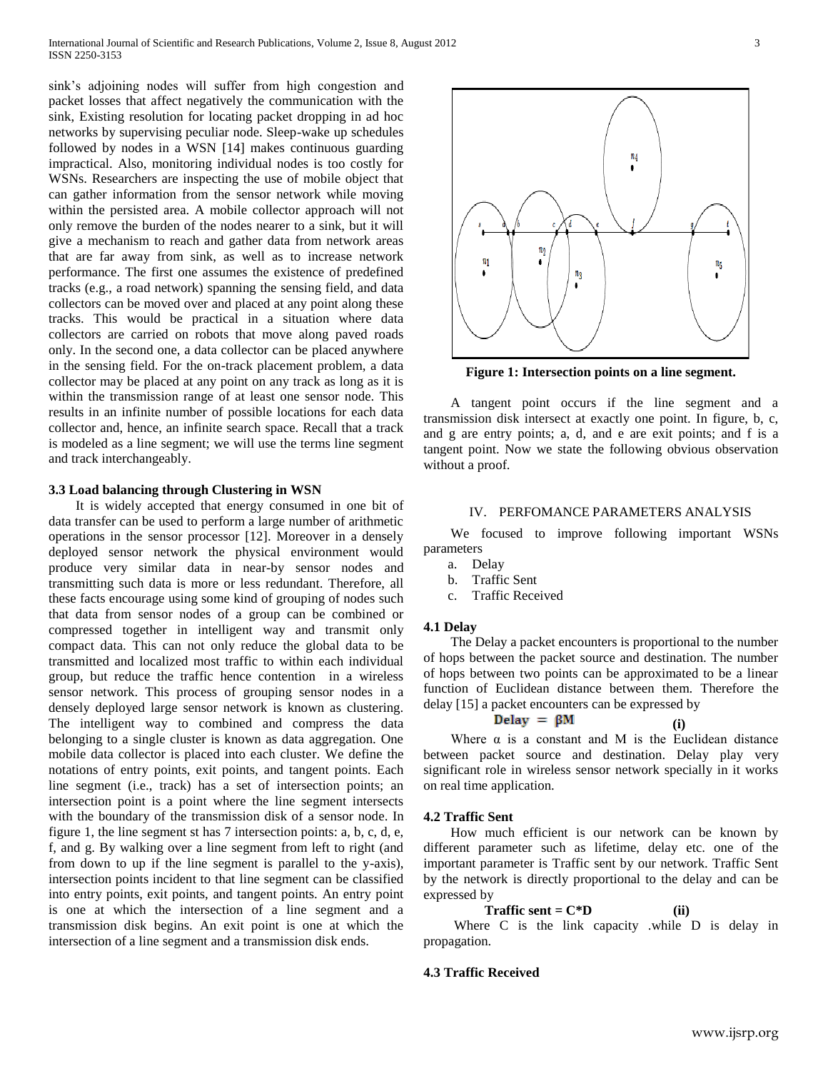sink's adjoining nodes will suffer from high congestion and packet losses that affect negatively the communication with the sink, Existing resolution for locating packet dropping in ad hoc networks by supervising peculiar node. Sleep-wake up schedules followed by nodes in a WSN [14] makes continuous guarding impractical. Also, monitoring individual nodes is too costly for WSNs. Researchers are inspecting the use of mobile object that can gather information from the sensor network while moving within the persisted area. A mobile collector approach will not only remove the burden of the nodes nearer to a sink, but it will give a mechanism to reach and gather data from network areas that are far away from sink, as well as to increase network performance. The first one assumes the existence of predefined tracks (e.g., a road network) spanning the sensing field, and data collectors can be moved over and placed at any point along these tracks. This would be practical in a situation where data collectors are carried on robots that move along paved roads only. In the second one, a data collector can be placed anywhere in the sensing field. For the on-track placement problem, a data collector may be placed at any point on any track as long as it is within the transmission range of at least one sensor node. This results in an infinite number of possible locations for each data collector and, hence, an infinite search space. Recall that a track is modeled as a line segment; we will use the terms line segment and track interchangeably.

### 3.3 Load balancing through Clustering in WSN

It is widely accepted that energy consumed in one bit of data transfer can be used to perform a large number of arithmetic operations in the sensor processor [12]. Moreover in a densely deployed sensor network the physical environment would produce very similar data in near-by sensor nodes and transmitting such data is more or less redundant. Therefore, all these facts encourage using some kind of grouping of nodes such that data from sensor nodes of a group can be combined or compressed together in intelligent way and transmit only compact data. This can not only reduce the global data to be transmitted and localized most traffic to within each individual group, but reduce the traffic hence contention in a wireless sensor network. This process of grouping sensor nodes in a densely deployed large sensor network is known as clustering. The intelligent way to combined and compress the data belonging to a single cluster is known as data aggregation. One mobile data collector is placed into each cluster. We define the notations of entry points, exit points, and tangent points. Each line segment (i.e., track) has a set of intersection points; an intersection point is a point where the line segment intersects with the boundary of the transmission disk of a sensor node. In figure 1, the line segment st has 7 intersection points: a, b, c, d, e, f, and g. By walking over a line segment from left to right (and from down to up if the line segment is parallel to the y-axis), intersection points incident to that line segment can be classified into entry points, exit points, and tangent points. An entry point is one at which the intersection of a line segment and a transmission disk begins. An exit point is one at which the intersection of a line segment and a transmission disk ends.

**Figure 1: Intersection points on a line segment.**

A tangent point occurs if the line segment and a transmission disk intersect at exactly one point. In figure, b, c, and g are entry points; a, d, and e are exit points; and f is a tangent point. Now we state the following obvious observation without a proof.

## IV. PERFOMANCE PARAMETERS ANALYSIS

We focused to improve following important WSNs parameters

a. Delay
b. Traffic Sent
c. Traffic Received

### 4.1 Delay

The Delay a packet encounters is proportional to the number of hops between the packet source and destination. The number of hops between two points can be approximated to be a linear function of Euclidean distance between them. Therefore the delay [15] a packet encounters can be expressed by

$$\text{Delay} = \beta M \qquad \textbf{(i)}$$

Where $\alpha$ is a constant and M is the Euclidean distance between packet source and destination. Delay play very significant role in wireless sensor network specially in it works on real time application.

### 4.2 Traffic Sent

How much efficient is our network can be known by different parameter such as lifetime, delay etc. one of the important parameter is Traffic sent by our network. Traffic Sent by the network is directly proportional to the delay and can be expressed by

$$\textbf{Traffic sent} = C*D \qquad \textbf{(ii)}$$

Where C is the link capacity .while D is delay in propagation.

### 4.3 Traffic Received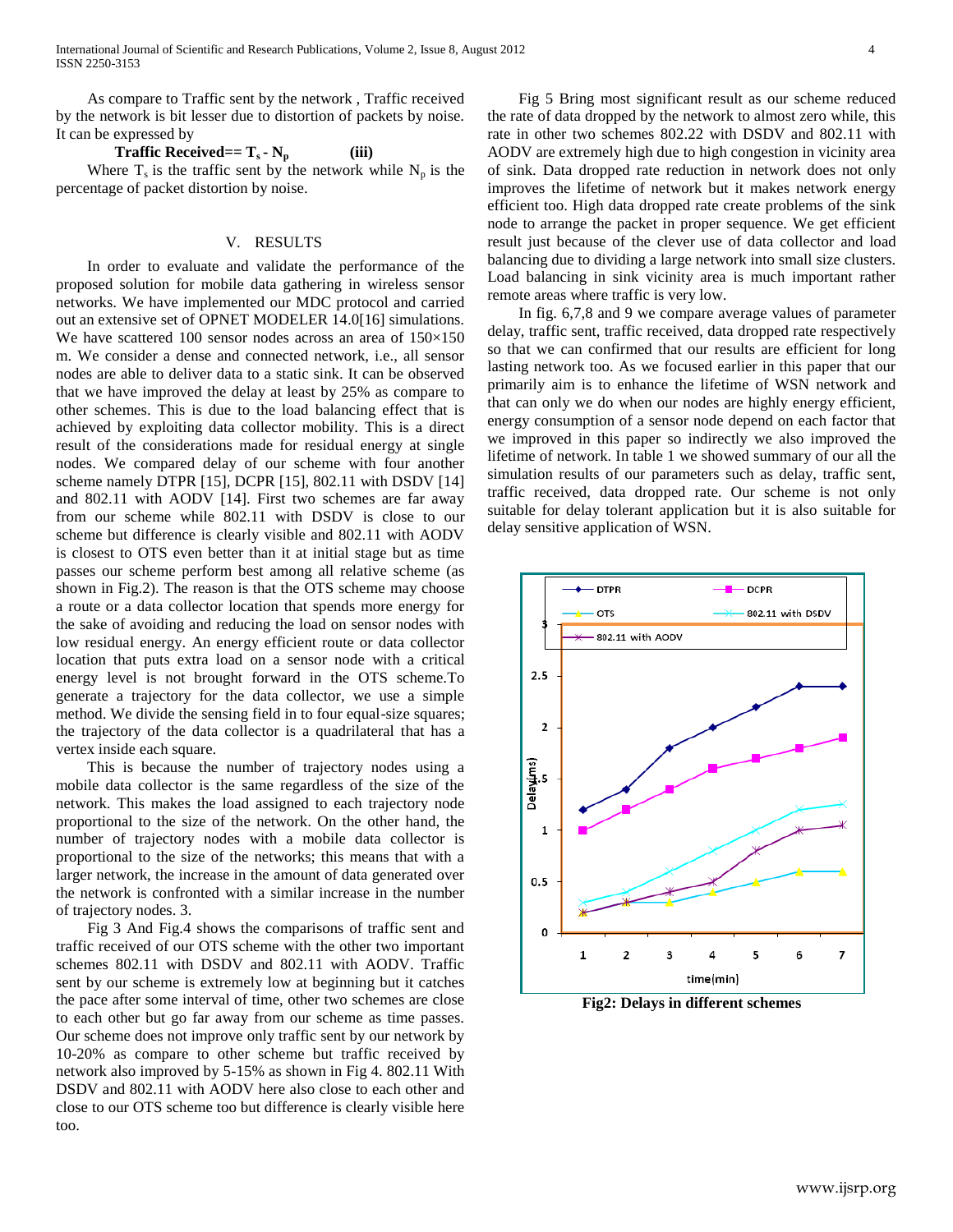As compare to Traffic sent by the network , Traffic received by the network is bit lesser due to distortion of packets by noise. It can be expressed by

$$\textbf{Traffic Received} = T_s - N_p \qquad \textbf{(iii)}$$

Where $T_s$ is the traffic sent by the network while $N_p$ is the percentage of packet distortion by noise.

## V. RESULTS

In order to evaluate and validate the performance of the proposed solution for mobile data gathering in wireless sensor networks. We have implemented our MDC protocol and carried out an extensive set of OPNET MODELER 14.0[16] simulations. We have scattered 100 sensor nodes across an area of 150×150 m. We consider a dense and connected network, i.e., all sensor nodes are able to deliver data to a static sink. It can be observed that we have improved the delay at least by 25% as compare to other schemes. This is due to the load balancing effect that is achieved by exploiting data collector mobility. This is a direct result of the considerations made for residual energy at single nodes. We compared delay of our scheme with four another scheme namely DTPR [15], DCPR [15], 802.11 with DSDV [14] and 802.11 with AODV [14]. First two schemes are far away from our scheme while 802.11 with DSDV is close to our scheme but difference is clearly visible and 802.11 with AODV is closest to OTS even better than it at initial stage but as time passes our scheme perform best among all relative scheme (as shown in Fig.2). The reason is that the OTS scheme may choose a route or a data collector location that spends more energy for the sake of avoiding and reducing the load on sensor nodes with low residual energy. An energy efficient route or data collector location that puts extra load on a sensor node with a critical energy level is not brought forward in the OTS scheme.To generate a trajectory for the data collector, we use a simple method. We divide the sensing field in to four equal-size squares; the trajectory of the data collector is a quadrilateral that has a vertex inside each square.

This is because the number of trajectory nodes using a mobile data collector is the same regardless of the size of the network. This makes the load assigned to each trajectory node proportional to the size of the network. On the other hand, the number of trajectory nodes with a mobile data collector is proportional to the size of the networks; this means that with a larger network, the increase in the amount of data generated over the network is confronted with a similar increase in the number of trajectory nodes. 3.

Fig 3 And Fig.4 shows the comparisons of traffic sent and traffic received of our OTS scheme with the other two important schemes 802.11 with DSDV and 802.11 with AODV. Traffic sent by our scheme is extremely low at beginning but it catches the pace after some interval of time, other two schemes are close to each other but go far away from our scheme as time passes. Our scheme does not improve only traffic sent by our network by 10-20% as compare to other scheme but traffic received by network also improved by 5-15% as shown in Fig 4. 802.11 With DSDV and 802.11 with AODV here also close to each other and close to our OTS scheme too but difference is clearly visible here too.

Fig 5 Bring most significant result as our scheme reduced the rate of data dropped by the network to almost zero while, this rate in other two schemes 802.22 with DSDV and 802.11 with AODV are extremely high due to high congestion in vicinity area of sink. Data dropped rate reduction in network does not only improves the lifetime of network but it makes network energy efficient too. High data dropped rate create problems of the sink node to arrange the packet in proper sequence. We get efficient result just because of the clever use of data collector and load balancing due to dividing a large network into small size clusters. Load balancing in sink vicinity area is much important rather remote areas where traffic is very low.

In fig. 6,7,8 and 9 we compare average values of parameter delay, traffic sent, traffic received, data dropped rate respectively so that we can confirmed that our results are efficient for long lasting network too. As we focused earlier in this paper that our primarily aim is to enhance the lifetime of WSN network and that can only we do when our nodes are highly energy efficient, energy consumption of a sensor node depend on each factor that we improved in this paper so indirectly we also improved the lifetime of network. In table 1 we showed summary of our all the simulation results of our parameters such as delay, traffic sent, traffic received, data dropped rate. Our scheme is not only suitable for delay tolerant application but it is also suitable for delay sensitive application of WSN.

**Fig2: Delays in different schemes**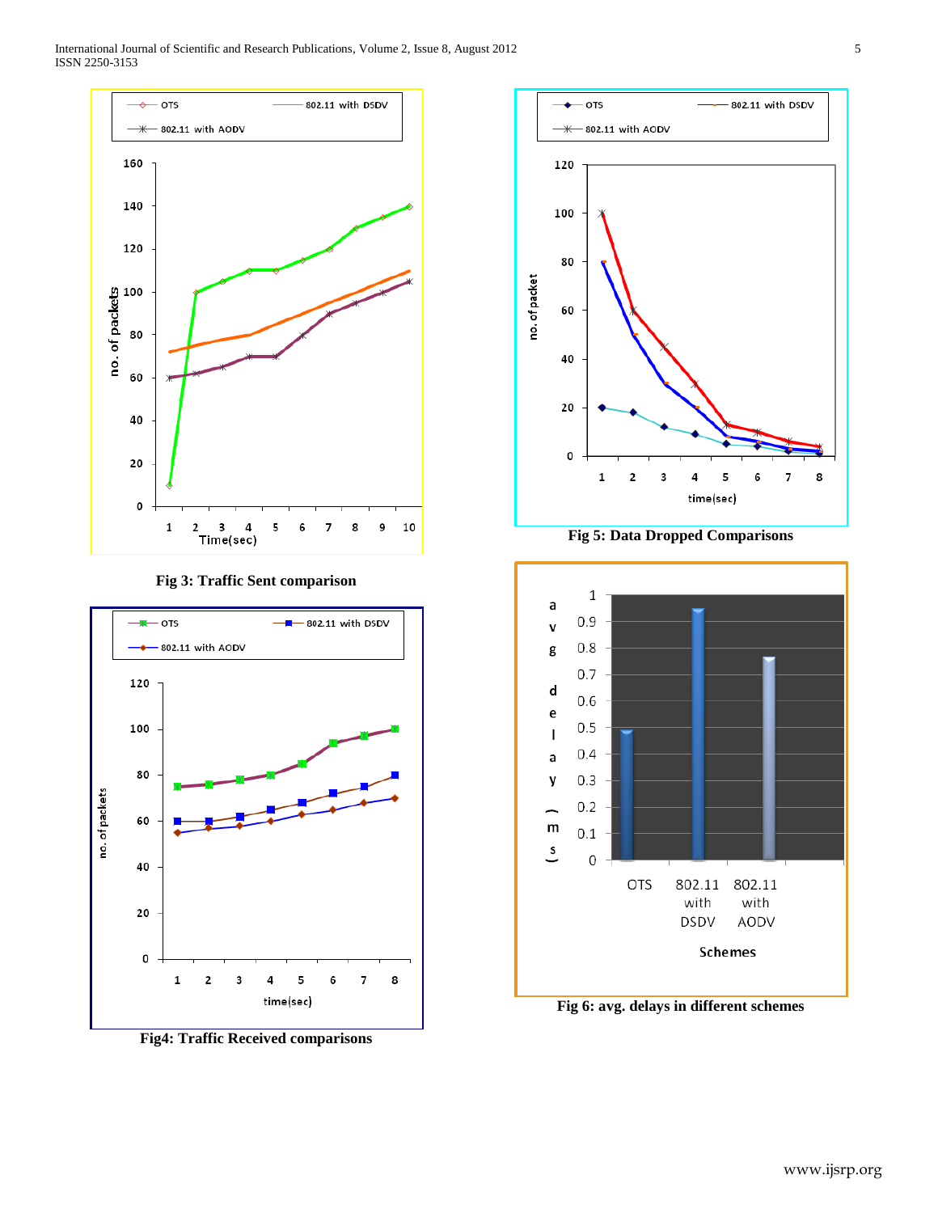Fig 3: Traffic Sent comparison

Fig 5: Data Dropped Comparisons

Fig4: Traffic Received comparisons

Fig 6: avg. delays in different schemes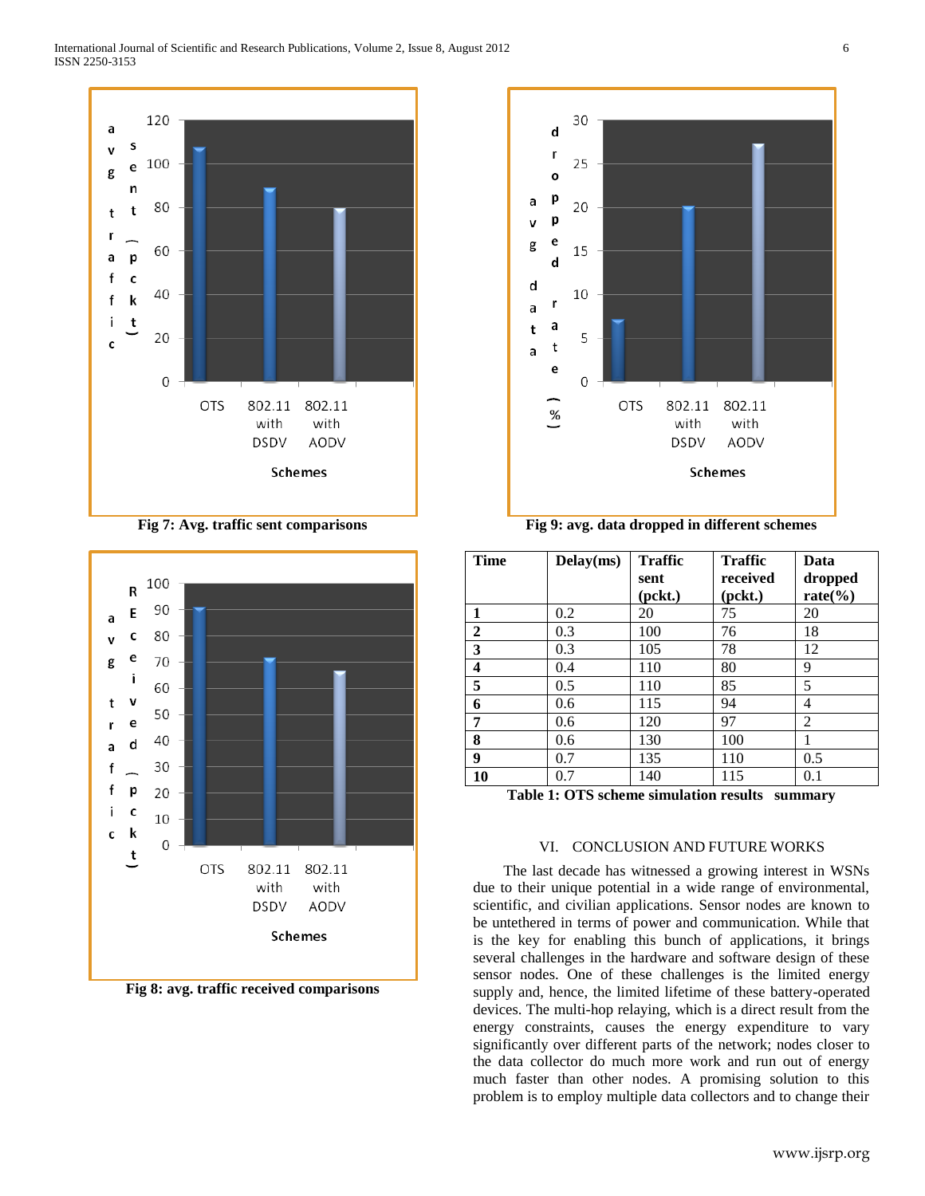Fig 7: Avg. traffic sent comparisons

Fig 8: avg. traffic received comparisons

Fig 9: avg. data dropped in different schemes

| Time | Delay(ms) | Traffic sent (pckt.) | Traffic received (pckt.) | Data dropped rate(%) |
|---|---|---|---|---|
| **1** | 0.2 | 20 | 75 | 20 |
| **2** | 0.3 | 100 | 76 | 18 |
| **3** | 0.3 | 105 | 78 | 12 |
| **4** | 0.4 | 110 | 80 | 9 |
| **5** | 0.5 | 110 | 85 | 5 |
| **6** | 0.6 | 115 | 94 | 4 |
| **7** | 0.6 | 120 | 97 | 2 |
| **8** | 0.6 | 130 | 100 | 1 |
| **9** | 0.7 | 135 | 110 | 0.5 |
| **10** | 0.7 | 140 | 115 | 0.1 |

**Table 1: OTS scheme simulation results summary**

## VI. CONCLUSION AND FUTURE WORKS

The last decade has witnessed a growing interest in WSNs due to their unique potential in a wide range of environmental, scientific, and civilian applications. Sensor nodes are known to be untethered in terms of power and communication. While that is the key for enabling this bunch of applications, it brings several challenges in the hardware and software design of these sensor nodes. One of these challenges is the limited energy supply and, hence, the limited lifetime of these battery-operated devices. The multi-hop relaying, which is a direct result from the energy constraints, causes the energy expenditure to vary significantly over different parts of the network; nodes closer to the data collector do much more work and run out of energy much faster than other nodes. A promising solution to this problem is to employ multiple data collectors and to change their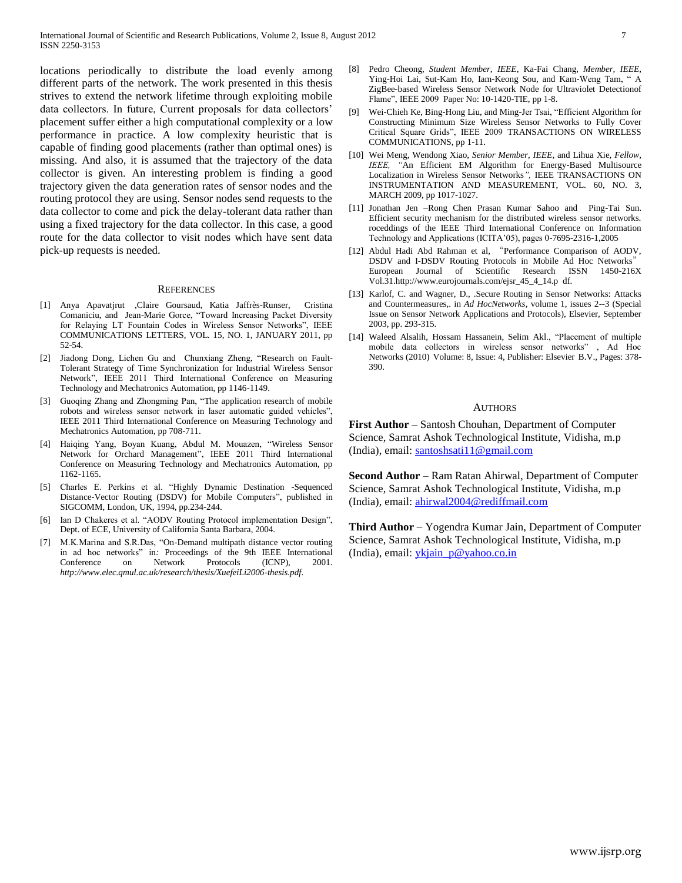locations periodically to distribute the load evenly among different parts of the network. The work presented in this thesis strives to extend the network lifetime through exploiting mobile data collectors. In future, Current proposals for data collectors' placement suffer either a high computational complexity or a low performance in practice. A low complexity heuristic that is capable of finding good placements (rather than optimal ones) is missing. And also, it is assumed that the trajectory of the data collector is given. An interesting problem is finding a good trajectory given the data generation rates of sensor nodes and the routing protocol they are using. Sensor nodes send requests to the data collector to come and pick the delay-tolerant data rather than using a fixed trajectory for the data collector. In this case, a good route for the data collector to visit nodes which have sent data pick-up requests is needed.

## References

[1] Anya Apavatjrut ,Claire Goursaud, Katia Jaffrès-Runser, Cristina Comaniciu, and Jean-Marie Gorce, "Toward Increasing Packet Diversity for Relaying LT Fountain Codes in Wireless Sensor Networks", IEEE COMMUNICATIONS LETTERS, VOL. 15, NO. 1, JANUARY 2011, pp 52-54.

[2] Jiadong Dong, Lichen Gu and Chunxiang Zheng, "Research on Fault-Tolerant Strategy of Time Synchronization for Industrial Wireless Sensor Network", IEEE 2011 Third International Conference on Measuring Technology and Mechatronics Automation, pp 1146-1149.

[3] Guoqing Zhang and Zhongming Pan, "The application research of mobile robots and wireless sensor network in laser automatic guided vehicles", IEEE 2011 Third International Conference on Measuring Technology and Mechatronics Automation, pp 708-711.

[4] Haiqing Yang, Boyan Kuang, Abdul M. Mouazen, "Wireless Sensor Network for Orchard Management", IEEE 2011 Third International Conference on Measuring Technology and Mechatronics Automation, pp 1162-1165.

[5] Charles E. Perkins et al. "Highly Dynamic Destination -Sequenced Distance-Vector Routing (DSDV) for Mobile Computers", published in SIGCOMM, London, UK, 1994, pp.234-244.

[6] Ian D Chakeres et al. "AODV Routing Protocol implementation Design", Dept. of ECE, University of California Santa Barbara, 2004.

[7] M.K.Marina and S.R.Das, "On-Demand multipath distance vector routing in ad hoc networks" in*:* Proceedings of the 9th IEEE International Conference on Network Protocols (ICNP), 2001. *http://www.elec.qmul.ac.uk/research/thesis/XuefeiLi2006-thesis.pdf.*

[8] Pedro Cheong, *Student Member, IEEE*, Ka-Fai Chang, *Member, IEEE*, Ying-Hoi Lai, Sut-Kam Ho, Iam-Keong Sou, and Kam-Weng Tam, " A ZigBee-based Wireless Sensor Network Node for Ultraviolet Detectionof Flame", IEEE 2009 Paper No: 10-1420-TIE, pp 1-8.

[9] Wei-Chieh Ke, Bing-Hong Liu, and Ming-Jer Tsai, "Efficient Algorithm for Constructing Minimum Size Wireless Sensor Networks to Fully Cover Critical Square Grids", IEEE 2009 TRANSACTIONS ON WIRELESS COMMUNICATIONS, pp 1-11.

[10] Wei Meng, Wendong Xiao, *Senior Member, IEEE*, and Lihua Xie, *Fellow, IEEE, "*An Efficient EM Algorithm for Energy-Based Multisource Localization in Wireless Sensor Networks*",* IEEE TRANSACTIONS ON INSTRUMENTATION AND MEASUREMENT, VOL. 60, NO. 3, MARCH 2009, pp 1017-1027.

[11] Jonathan Jen –Rong Chen Prasan Kumar Sahoo and Ping-Tai Sun. Efficient security mechanism for the distributed wireless sensor networks. roceddings of the IEEE Third International Conference on Information Technology and Applications (ICITA'05), pages 0-7695-2316-1,2005

[12] Abdul Hadi Abd Rahman et al, "Performance Comparison of AODV, DSDV and I-DSDV Routing Protocols in Mobile Ad Hoc Networks" European Journal of Scientific Research ISSN 1450-216X Vol.31.http://www.eurojournals.com/ejsr_45_4_14.p df.

[13] Karlof, C. and Wagner, D., .Secure Routing in Sensor Networks: Attacks and Countermeasures,. in *Ad HocNetworks*, volume 1, issues 2--3 (Special Issue on Sensor Network Applications and Protocols), Elsevier, September 2003, pp. 293-315.

[14] Waleed Alsalih, Hossam Hassanein, Selim Akl., "Placement of multiple mobile data collectors in wireless sensor networks" , Ad Hoc Networks (2010) Volume: 8, Issue: 4, Publisher: Elsevier B.V., Pages: 378-390.

## Authors

**First Author** – Santosh Chouhan, Department of Computer Science, Samrat Ashok Technological Institute, Vidisha, m.p (India), email: santoshsati11@gmail.com

**Second Author** – Ram Ratan Ahirwal, Department of Computer Science, Samrat Ashok Technological Institute, Vidisha, m.p (India), email: ahirwal2004@rediffmail.com

**Third Author** – Yogendra Kumar Jain, Department of Computer Science, Samrat Ashok Technological Institute, Vidisha, m.p (India), email: ykjain_p@yahoo.co.in